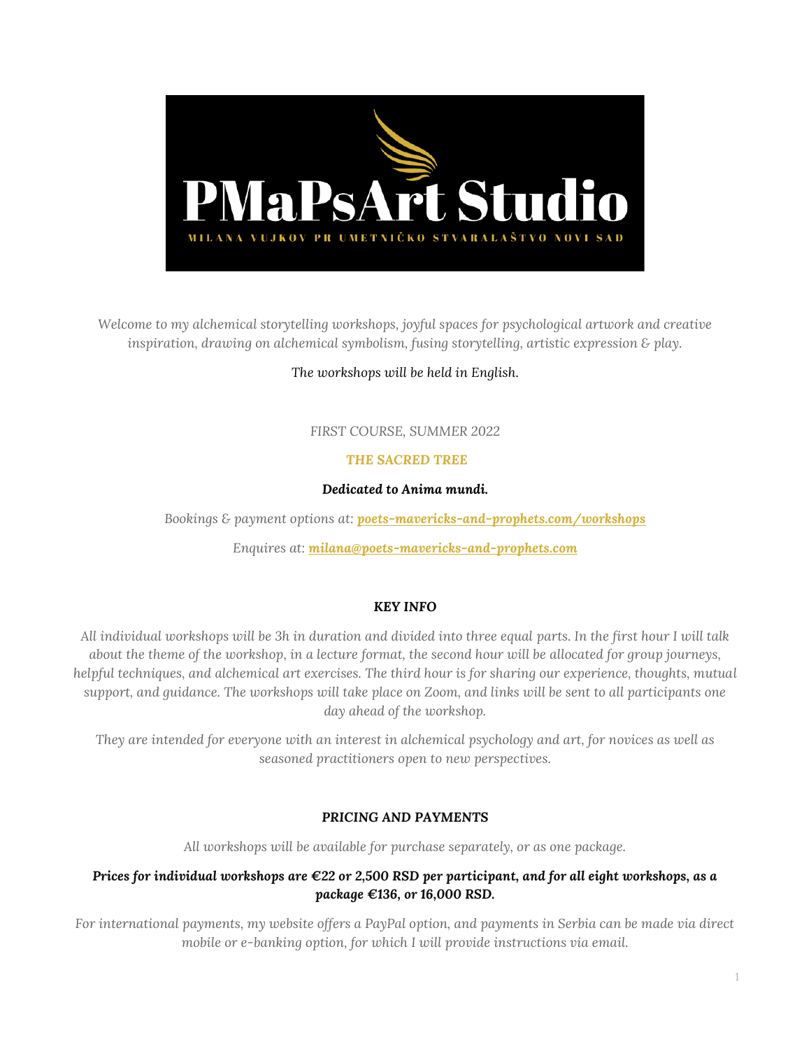# PMaPsArt Studio

MILANA VUJKOV PR UMETNIČKO STVARALAŠTVO NOVI SAD

*Welcome to my alchemical storytelling workshops, joyful spaces for psychological artwork and creative inspiration, drawing on alchemical symbolism, fusing storytelling, artistic expression & play.*

*The workshops will be held in English.*

*FIRST COURSE, SUMMER 2022*

## THE SACRED TREE

***Dedicated to Anima mundi.***

*Bookings & payment options at: **poets-mavericks-and-prophets.com/workshops***

*Enquires at: **milana@poets-mavericks-and-prophets.com***

### KEY INFO

*All individual workshops will be 3h in duration and divided into three equal parts. In the first hour I will talk about the theme of the workshop, in a lecture format, the second hour will be allocated for group journeys, helpful techniques, and alchemical art exercises. The third hour is for sharing our experience, thoughts, mutual support, and guidance. The workshops will take place on Zoom, and links will be sent to all participants one day ahead of the workshop.*

*They are intended for everyone with an interest in alchemical psychology and art, for novices as well as seasoned practitioners open to new perspectives.*

### PRICING AND PAYMENTS

*All workshops will be available for purchase separately, or as one package.*

***Prices for individual workshops are €22 or 2,500 RSD per participant, and for all eight workshops, as a package €136, or 16,000 RSD.***

*For international payments, my website offers a PayPal option, and payments in Serbia can be made via direct mobile or e-banking option, for which I will provide instructions via email.*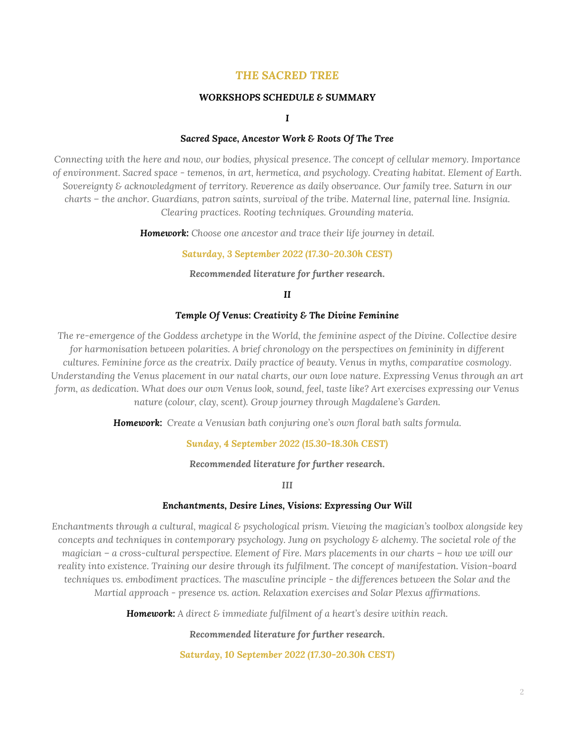# THE SACRED TREE

## WORKSHOPS SCHEDULE & SUMMARY

### I

### *Sacred Space, Ancestor Work & Roots Of The Tree*

*Connecting with the here and now, our bodies, physical presence. The concept of cellular memory. Importance of environment. Sacred space - temenos, in art, hermetica, and psychology. Creating habitat. Element of Earth. Sovereignty & acknowledgment of territory. Reverence as daily observance. Our family tree. Saturn in our charts – the anchor. Guardians, patron saints, survival of the tribe. Maternal line, paternal line. Insignia. Clearing practices. Rooting techniques. Grounding materia.*

***Homework:*** *Choose one ancestor and trace their life journey in detail.*

***Saturday, 3 September 2022 (17.30-20.30h CEST)***

***Recommended literature for further research.***

### II

### *Temple Of Venus: Creativity & The Divine Feminine*

*The re-emergence of the Goddess archetype in the World, the feminine aspect of the Divine. Collective desire for harmonisation between polarities. A brief chronology on the perspectives on femininity in different cultures. Feminine force as the creatrix. Daily practice of beauty. Venus in myths, comparative cosmology. Understanding the Venus placement in our natal charts, our own love nature. Expressing Venus through an art form, as dedication. What does our own Venus look, sound, feel, taste like? Art exercises expressing our Venus nature (colour, clay, scent). Group journey through Magdalene's Garden.*

***Homework:*** *Create a Venusian bath conjuring one's own floral bath salts formula.*

***Sunday, 4 September 2022 (15.30-18.30h CEST)***

***Recommended literature for further research.***

### III

### *Enchantments, Desire Lines, Visions: Expressing Our Will*

*Enchantments through a cultural, magical & psychological prism. Viewing the magician's toolbox alongside key concepts and techniques in contemporary psychology. Jung on psychology & alchemy. The societal role of the magician – a cross-cultural perspective. Element of Fire. Mars placements in our charts – how we will our reality into existence. Training our desire through its fulfilment. The concept of manifestation. Vision-board techniques vs. embodiment practices. The masculine principle - the differences between the Solar and the Martial approach - presence vs. action. Relaxation exercises and Solar Plexus affirmations.*

***Homework:*** *A direct & immediate fulfilment of a heart's desire within reach.*

***Recommended literature for further research.***

***Saturday, 10 September 2022 (17.30-20.30h CEST)***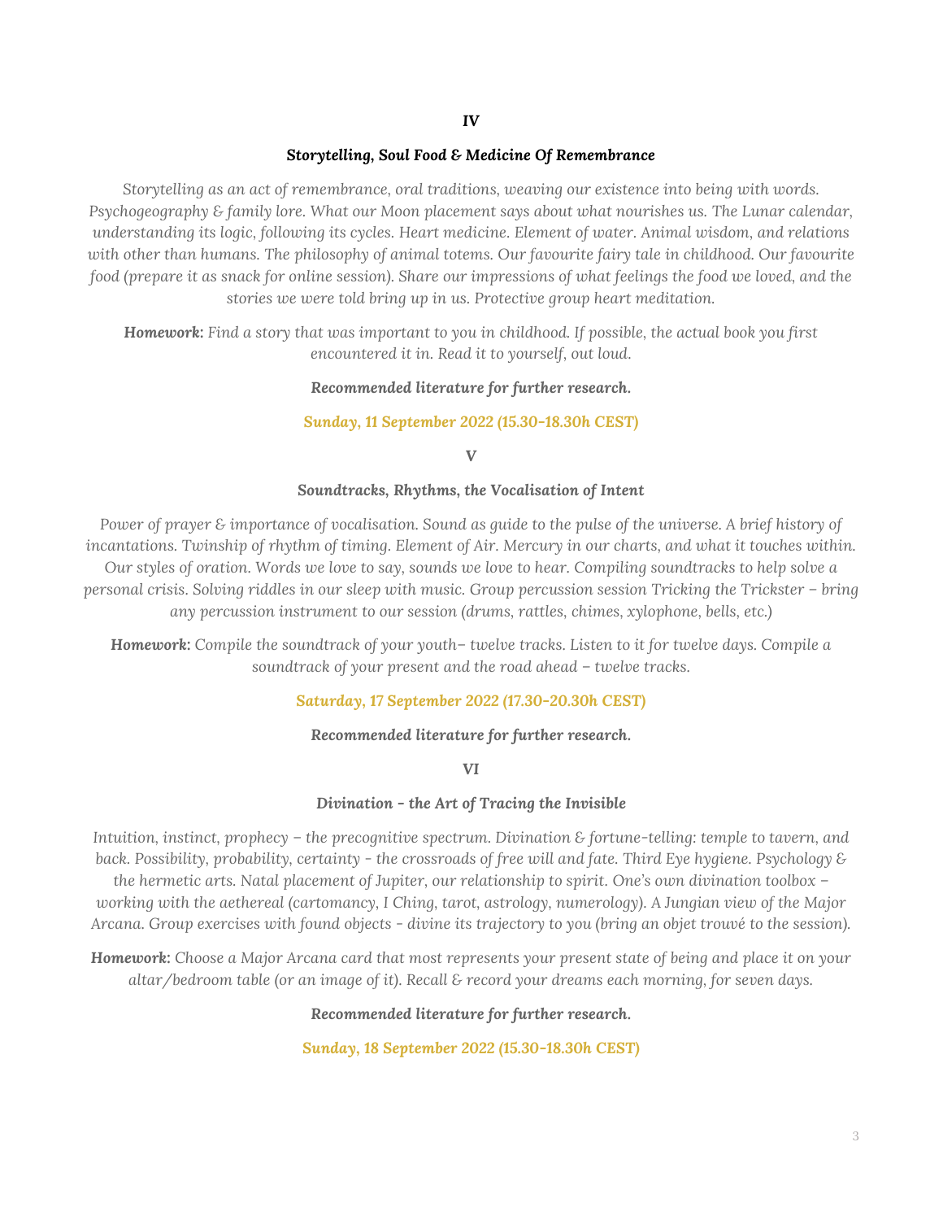**IV**

### *Storytelling, Soul Food & Medicine Of Remembrance*

*Storytelling as an act of remembrance, oral traditions, weaving our existence into being with words. Psychogeography & family lore. What our Moon placement says about what nourishes us. The Lunar calendar, understanding its logic, following its cycles. Heart medicine. Element of water. Animal wisdom, and relations with other than humans. The philosophy of animal totems. Our favourite fairy tale in childhood. Our favourite food (prepare it as snack for online session). Share our impressions of what feelings the food we loved, and the stories we were told bring up in us. Protective group heart meditation.*

***Homework:*** *Find a story that was important to you in childhood. If possible, the actual book you first encountered it in. Read it to yourself, out loud.*

***Recommended literature for further research.***

***Sunday, 11 September 2022 (15.30-18.30h CEST)***

**V**

### *Soundtracks, Rhythms, the Vocalisation of Intent*

*Power of prayer & importance of vocalisation. Sound as guide to the pulse of the universe. A brief history of incantations. Twinship of rhythm of timing. Element of Air. Mercury in our charts, and what it touches within. Our styles of oration. Words we love to say, sounds we love to hear. Compiling soundtracks to help solve a personal crisis. Solving riddles in our sleep with music. Group percussion session Tricking the Trickster – bring any percussion instrument to our session (drums, rattles, chimes, xylophone, bells, etc.)*

***Homework:*** *Compile the soundtrack of your youth– twelve tracks. Listen to it for twelve days. Compile a soundtrack of your present and the road ahead – twelve tracks.*

***Saturday, 17 September 2022 (17.30-20.30h CEST)***

***Recommended literature for further research.***

**VI**

### *Divination - the Art of Tracing the Invisible*

*Intuition, instinct, prophecy – the precognitive spectrum. Divination & fortune-telling: temple to tavern, and back. Possibility, probability, certainty - the crossroads of free will and fate. Third Eye hygiene. Psychology & the hermetic arts. Natal placement of Jupiter, our relationship to spirit. One's own divination toolbox – working with the aethereal (cartomancy, I Ching, tarot, astrology, numerology). A Jungian view of the Major Arcana. Group exercises with found objects - divine its trajectory to you (bring an objet trouvé to the session).*

***Homework:*** *Choose a Major Arcana card that most represents your present state of being and place it on your altar/bedroom table (or an image of it). Recall & record your dreams each morning, for seven days.*

***Recommended literature for further research.***

***Sunday, 18 September 2022 (15.30-18.30h CEST)***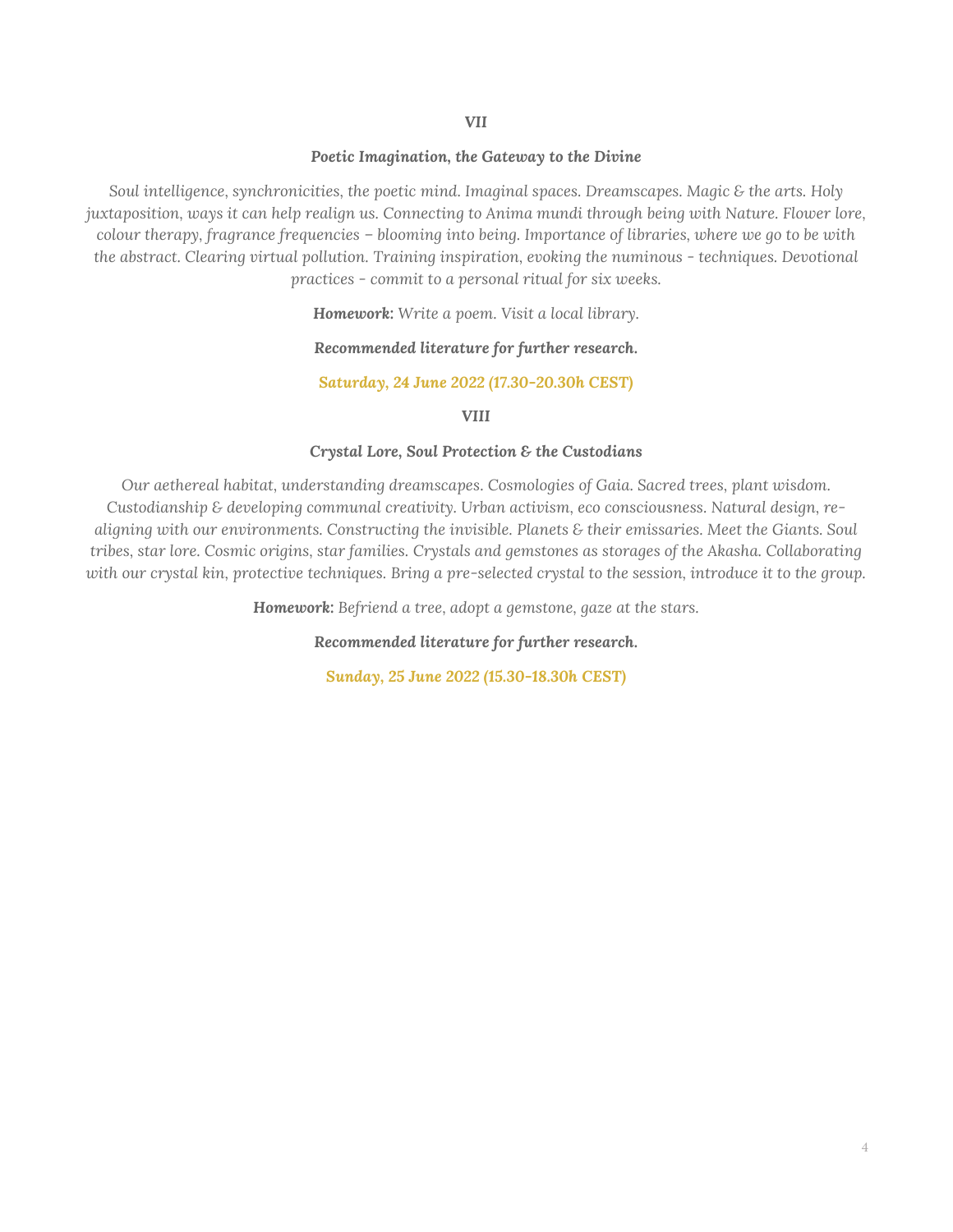**VII**

***Poetic Imagination, the Gateway to the Divine***

*Soul intelligence, synchronicities, the poetic mind. Imaginal spaces. Dreamscapes. Magic & the arts. Holy juxtaposition, ways it can help realign us. Connecting to Anima mundi through being with Nature. Flower lore, colour therapy, fragrance frequencies – blooming into being. Importance of libraries, where we go to be with the abstract. Clearing virtual pollution. Training inspiration, evoking the numinous - techniques. Devotional practices - commit to a personal ritual for six weeks.*

***Homework:*** *Write a poem. Visit a local library.*

***Recommended literature for further research.***

***Saturday, 24 June 2022 (17.30-20.30h CEST)***

**VIII**

***Crystal Lore, Soul Protection & the Custodians***

*Our aethereal habitat, understanding dreamscapes. Cosmologies of Gaia. Sacred trees, plant wisdom. Custodianship & developing communal creativity. Urban activism, eco consciousness. Natural design, re-aligning with our environments. Constructing the invisible. Planets & their emissaries. Meet the Giants. Soul tribes, star lore. Cosmic origins, star families. Crystals and gemstones as storages of the Akasha. Collaborating with our crystal kin, protective techniques. Bring a pre-selected crystal to the session, introduce it to the group.*

***Homework:*** *Befriend a tree, adopt a gemstone, gaze at the stars.*

***Recommended literature for further research.***

***Sunday, 25 June 2022 (15.30-18.30h CEST)***